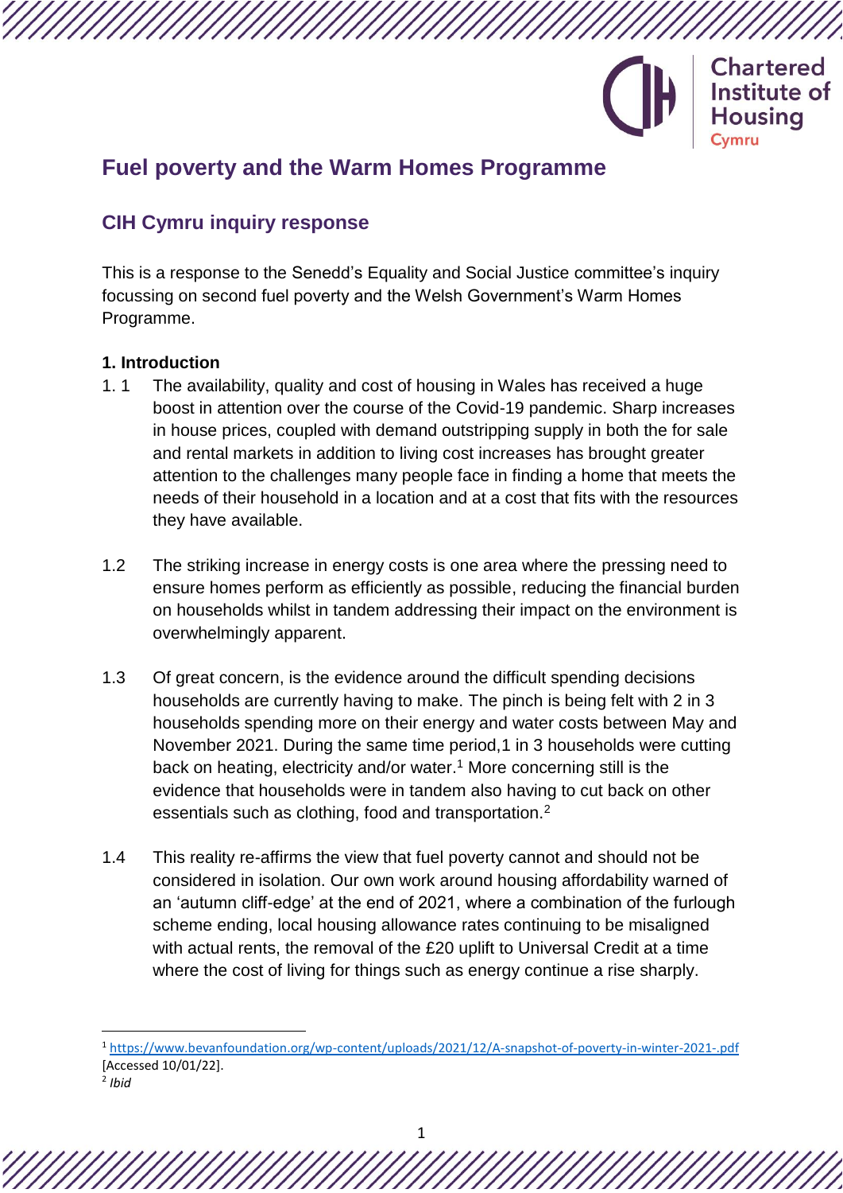# Fuel poverty and the Warm Homes Programme

## CIH Cymru inquiry response

This is a response to the Senedd's Equality and Social Justice committee's inquiry focussing on second fuel poverty and the Welsh Government's Warm Homes Programme.

### 1. Introduction

1. 1 The availability, quality and cost of housing in Wales has received a huge boost in attention over the course of the Covid-19 pandemic. Sharp increases in house prices, coupled with demand outstripping supply in both the for sale and rental markets in addition to living cost increases has brought greater attention to the challenges many people face in finding a home that meets the needs of their household in a location and at a cost that fits with the resources they have available.

1.2 The striking increase in energy costs is one area where the pressing need to ensure homes perform as efficiently as possible, reducing the financial burden on households whilst in tandem addressing their impact on the environment is overwhelmingly apparent.

1.3 Of great concern, is the evidence around the difficult spending decisions households are currently having to make. The pinch is being felt with 2 in 3 households spending more on their energy and water costs between May and November 2021. During the same time period,1 in 3 households were cutting back on heating, electricity and/or water.[1] More concerning still is the evidence that households were in tandem also having to cut back on other essentials such as clothing, food and transportation.[2]

1.4 This reality re-affirms the view that fuel poverty cannot and should not be considered in isolation. Our own work around housing affordability warned of an 'autumn cliff-edge' at the end of 2021, where a combination of the furlough scheme ending, local housing allowance rates continuing to be misaligned with actual rents, the removal of the £20 uplift to Universal Credit at a time where the cost of living for things such as energy continue a rise sharply.

---

[1] https://www.bevanfoundation.org/wp-content/uploads/2021/12/A-snapshot-of-poverty-in-winter-2021-.pdf [Accessed 10/01/22].

[2] *Ibid*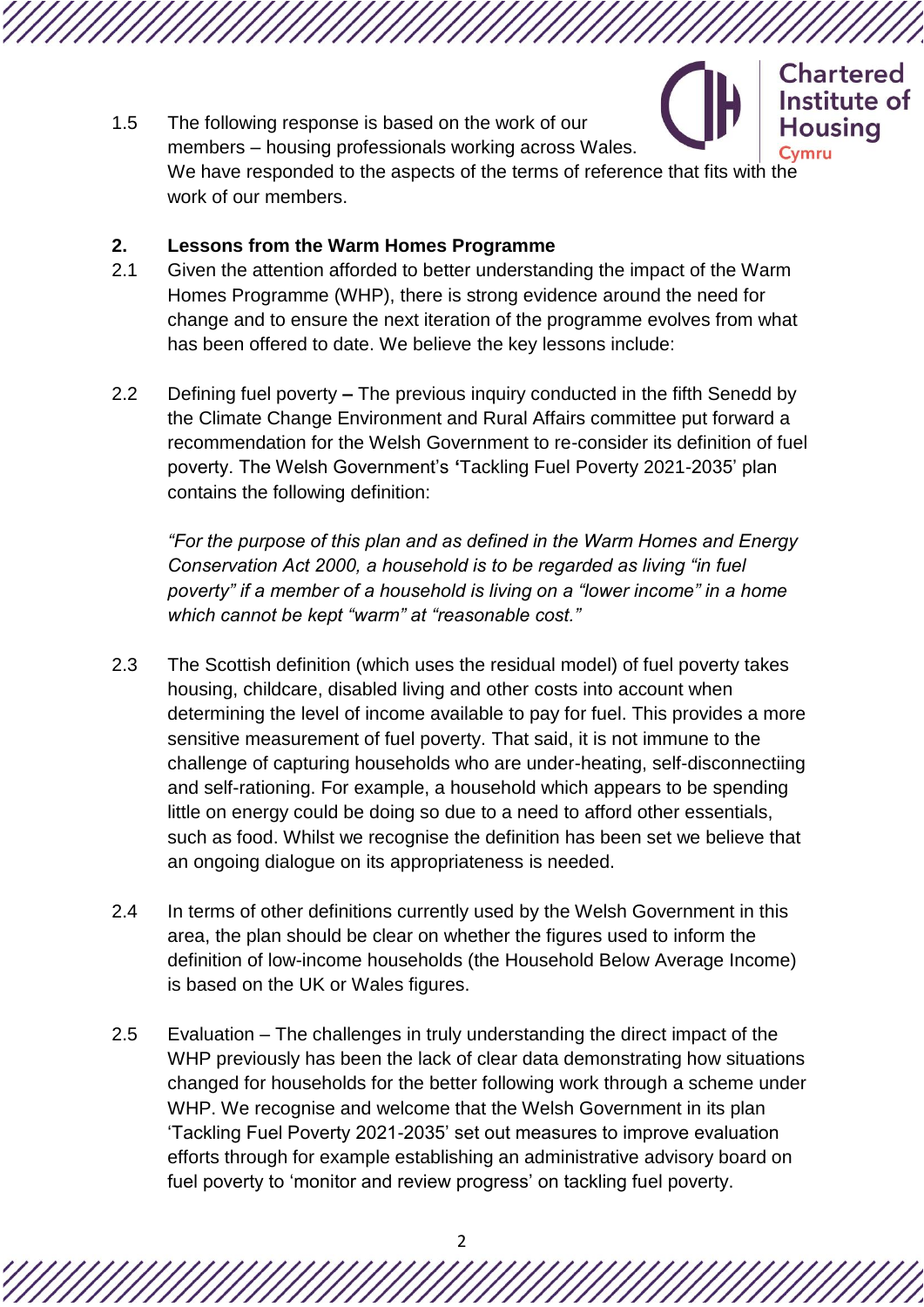1.5 The following response is based on the work of our members – housing professionals working across Wales. We have responded to the aspects of the terms of reference that fits with the work of our members.

## 2. Lessons from the Warm Homes Programme

2.1 Given the attention afforded to better understanding the impact of the Warm Homes Programme (WHP), there is strong evidence around the need for change and to ensure the next iteration of the programme evolves from what has been offered to date. We believe the key lessons include:

2.2 Defining fuel poverty **–** The previous inquiry conducted in the fifth Senedd by the Climate Change Environment and Rural Affairs committee put forward a recommendation for the Welsh Government to re-consider its definition of fuel poverty. The Welsh Government's **'**Tackling Fuel Poverty 2021-2035' plan contains the following definition:

*"For the purpose of this plan and as defined in the Warm Homes and Energy Conservation Act 2000, a household is to be regarded as living "in fuel poverty" if a member of a household is living on a "lower income" in a home which cannot be kept "warm" at "reasonable cost."*

2.3 The Scottish definition (which uses the residual model) of fuel poverty takes housing, childcare, disabled living and other costs into account when determining the level of income available to pay for fuel. This provides a more sensitive measurement of fuel poverty. That said, it is not immune to the challenge of capturing households who are under-heating, self-disconnectiing and self-rationing. For example, a household which appears to be spending little on energy could be doing so due to a need to afford other essentials, such as food. Whilst we recognise the definition has been set we believe that an ongoing dialogue on its appropriateness is needed.

2.4 In terms of other definitions currently used by the Welsh Government in this area, the plan should be clear on whether the figures used to inform the definition of low-income households (the Household Below Average Income) is based on the UK or Wales figures.

2.5 Evaluation – The challenges in truly understanding the direct impact of the WHP previously has been the lack of clear data demonstrating how situations changed for households for the better following work through a scheme under WHP. We recognise and welcome that the Welsh Government in its plan 'Tackling Fuel Poverty 2021-2035' set out measures to improve evaluation efforts through for example establishing an administrative advisory board on fuel poverty to 'monitor and review progress' on tackling fuel poverty.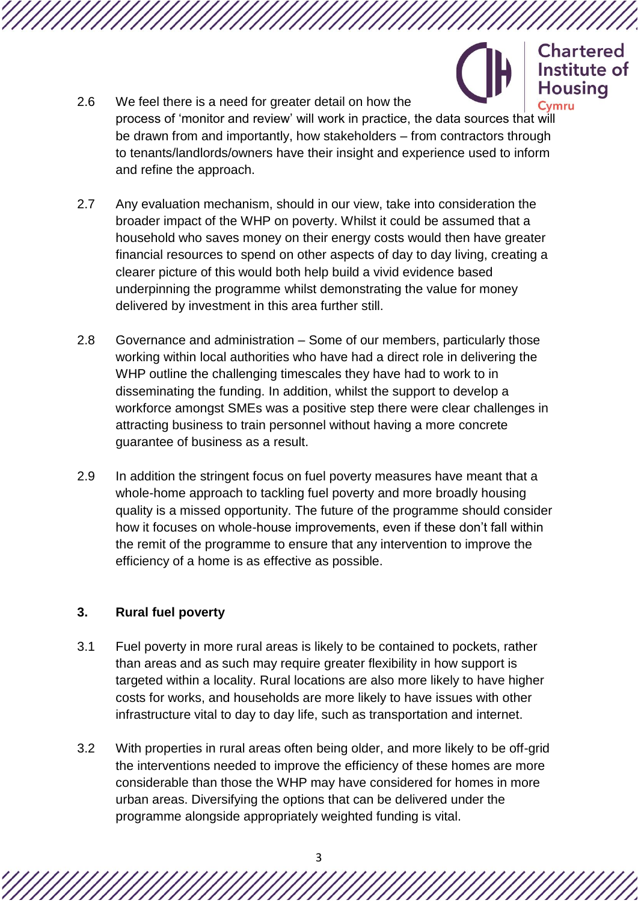2.6 We feel there is a need for greater detail on how the process of 'monitor and review' will work in practice, the data sources that will be drawn from and importantly, how stakeholders – from contractors through to tenants/landlords/owners have their insight and experience used to inform and refine the approach.

2.7 Any evaluation mechanism, should in our view, take into consideration the broader impact of the WHP on poverty. Whilst it could be assumed that a household who saves money on their energy costs would then have greater financial resources to spend on other aspects of day to day living, creating a clearer picture of this would both help build a vivid evidence based underpinning the programme whilst demonstrating the value for money delivered by investment in this area further still.

2.8 Governance and administration – Some of our members, particularly those working within local authorities who have had a direct role in delivering the WHP outline the challenging timescales they have had to work to in disseminating the funding. In addition, whilst the support to develop a workforce amongst SMEs was a positive step there were clear challenges in attracting business to train personnel without having a more concrete guarantee of business as a result.

2.9 In addition the stringent focus on fuel poverty measures have meant that a whole-home approach to tackling fuel poverty and more broadly housing quality is a missed opportunity. The future of the programme should consider how it focuses on whole-house improvements, even if these don't fall within the remit of the programme to ensure that any intervention to improve the efficiency of a home is as effective as possible.

## 3. Rural fuel poverty

3.1 Fuel poverty in more rural areas is likely to be contained to pockets, rather than areas and as such may require greater flexibility in how support is targeted within a locality. Rural locations are also more likely to have higher costs for works, and households are more likely to have issues with other infrastructure vital to day to day life, such as transportation and internet.

3.2 With properties in rural areas often being older, and more likely to be off-grid the interventions needed to improve the efficiency of these homes are more considerable than those the WHP may have considered for homes in more urban areas. Diversifying the options that can be delivered under the programme alongside appropriately weighted funding is vital.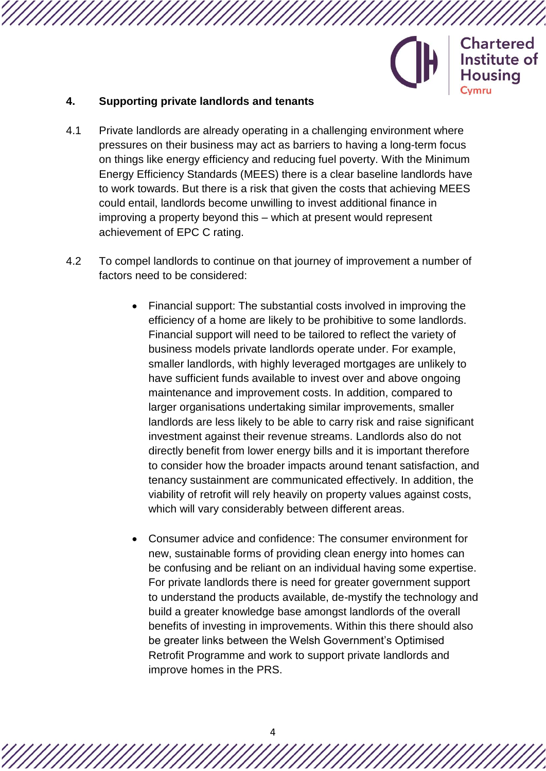## 4. Supporting private landlords and tenants

4.1 Private landlords are already operating in a challenging environment where pressures on their business may act as barriers to having a long-term focus on things like energy efficiency and reducing fuel poverty. With the Minimum Energy Efficiency Standards (MEES) there is a clear baseline landlords have to work towards. But there is a risk that given the costs that achieving MEES could entail, landlords become unwilling to invest additional finance in improving a property beyond this – which at present would represent achievement of EPC C rating.

4.2 To compel landlords to continue on that journey of improvement a number of factors need to be considered:

- Financial support: The substantial costs involved in improving the efficiency of a home are likely to be prohibitive to some landlords. Financial support will need to be tailored to reflect the variety of business models private landlords operate under. For example, smaller landlords, with highly leveraged mortgages are unlikely to have sufficient funds available to invest over and above ongoing maintenance and improvement costs. In addition, compared to larger organisations undertaking similar improvements, smaller landlords are less likely to be able to carry risk and raise significant investment against their revenue streams. Landlords also do not directly benefit from lower energy bills and it is important therefore to consider how the broader impacts around tenant satisfaction, and tenancy sustainment are communicated effectively. In addition, the viability of retrofit will rely heavily on property values against costs, which will vary considerably between different areas.

- Consumer advice and confidence: The consumer environment for new, sustainable forms of providing clean energy into homes can be confusing and be reliant on an individual having some expertise. For private landlords there is need for greater government support to understand the products available, de-mystify the technology and build a greater knowledge base amongst landlords of the overall benefits of investing in improvements. Within this there should also be greater links between the Welsh Government's Optimised Retrofit Programme and work to support private landlords and improve homes in the PRS.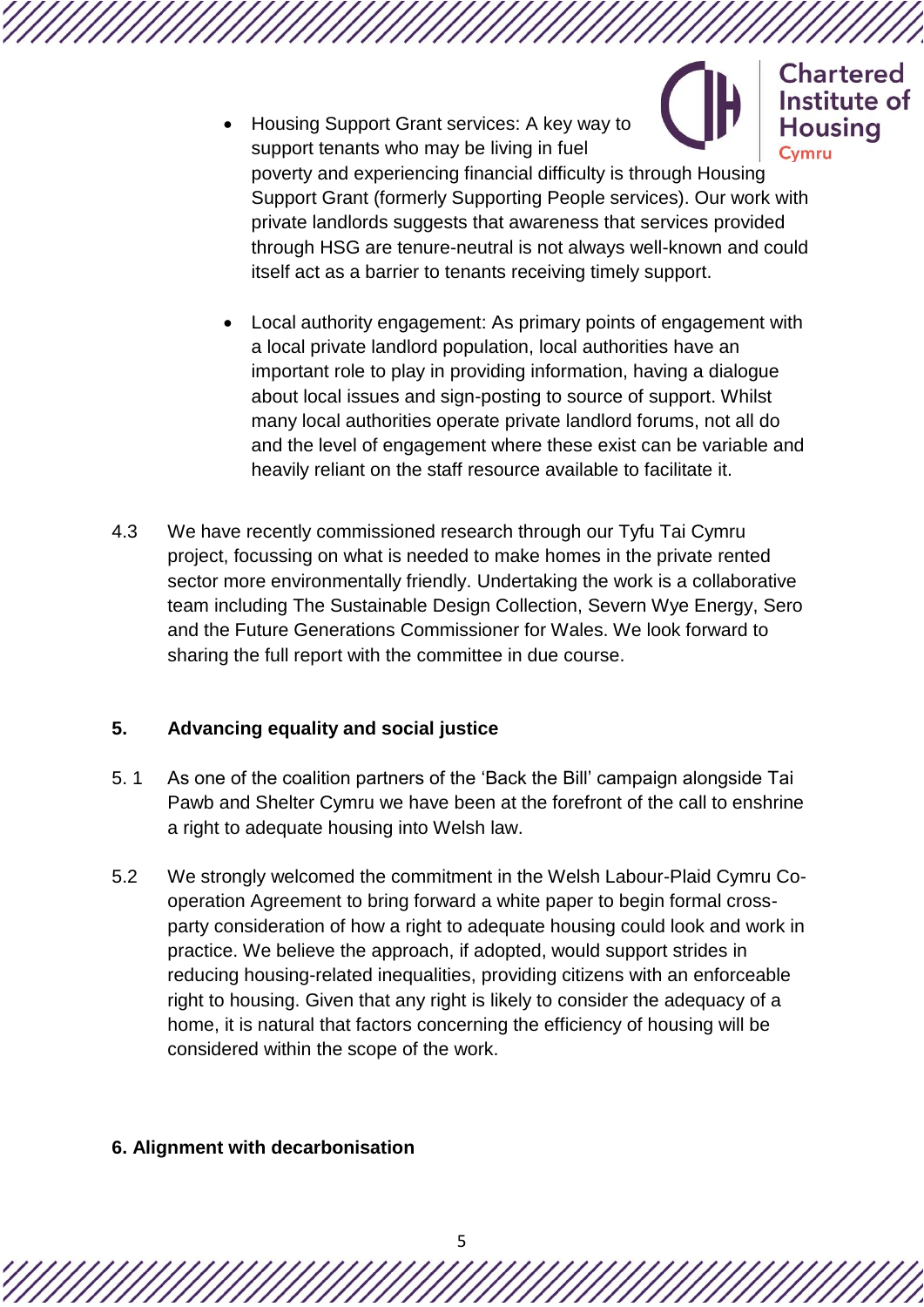- Housing Support Grant services: A key way to support tenants who may be living in fuel poverty and experiencing financial difficulty is through Housing Support Grant (formerly Supporting People services). Our work with private landlords suggests that awareness that services provided through HSG are tenure-neutral is not always well-known and could itself act as a barrier to tenants receiving timely support.

- Local authority engagement: As primary points of engagement with a local private landlord population, local authorities have an important role to play in providing information, having a dialogue about local issues and sign-posting to source of support. Whilst many local authorities operate private landlord forums, not all do and the level of engagement where these exist can be variable and heavily reliant on the staff resource available to facilitate it.

4.3 We have recently commissioned research through our Tyfu Tai Cymru project, focussing on what is needed to make homes in the private rented sector more environmentally friendly. Undertaking the work is a collaborative team including The Sustainable Design Collection, Severn Wye Energy, Sero and the Future Generations Commissioner for Wales. We look forward to sharing the full report with the committee in due course.

## 5. Advancing equality and social justice

5.1 As one of the coalition partners of the 'Back the Bill' campaign alongside Tai Pawb and Shelter Cymru we have been at the forefront of the call to enshrine a right to adequate housing into Welsh law.

5.2 We strongly welcomed the commitment in the Welsh Labour-Plaid Cymru Co-operation Agreement to bring forward a white paper to begin formal cross-party consideration of how a right to adequate housing could look and work in practice. We believe the approach, if adopted, would support strides in reducing housing-related inequalities, providing citizens with an enforceable right to housing. Given that any right is likely to consider the adequacy of a home, it is natural that factors concerning the efficiency of housing will be considered within the scope of the work.

## 6. Alignment with decarbonisation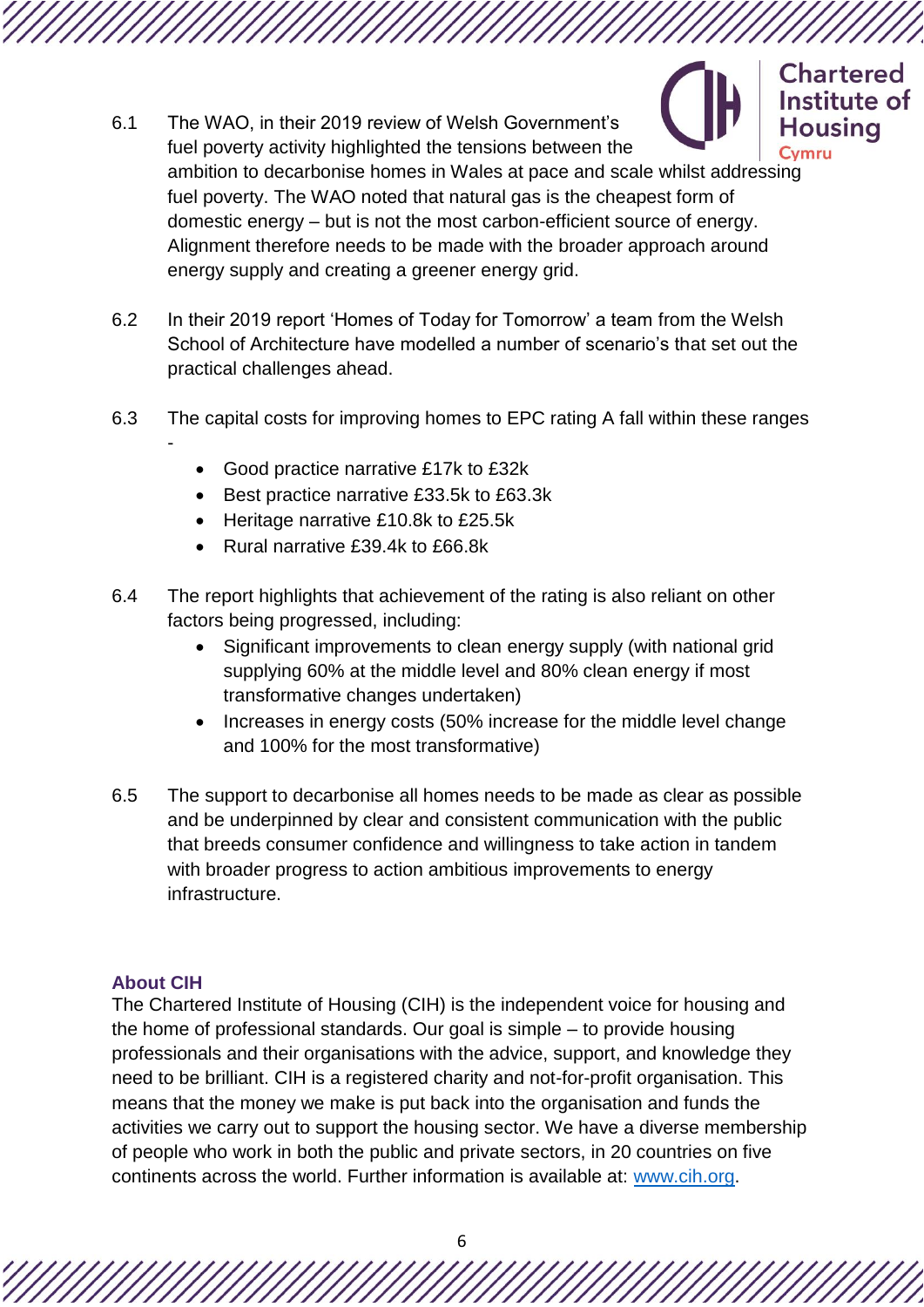6.1 The WAO, in their 2019 review of Welsh Government's fuel poverty activity highlighted the tensions between the ambition to decarbonise homes in Wales at pace and scale whilst addressing fuel poverty. The WAO noted that natural gas is the cheapest form of domestic energy – but is not the most carbon-efficient source of energy. Alignment therefore needs to be made with the broader approach around energy supply and creating a greener energy grid.

6.2 In their 2019 report 'Homes of Today for Tomorrow' a team from the Welsh School of Architecture have modelled a number of scenario's that set out the practical challenges ahead.

6.3 The capital costs for improving homes to EPC rating A fall within these ranges -

- Good practice narrative £17k to £32k
- Best practice narrative £33.5k to £63.3k
- Heritage narrative £10.8k to £25.5k
- Rural narrative £39.4k to £66.8k

6.4 The report highlights that achievement of the rating is also reliant on other factors being progressed, including:

- Significant improvements to clean energy supply (with national grid supplying 60% at the middle level and 80% clean energy if most transformative changes undertaken)
- Increases in energy costs (50% increase for the middle level change and 100% for the most transformative)

6.5 The support to decarbonise all homes needs to be made as clear as possible and be underpinned by clear and consistent communication with the public that breeds consumer confidence and willingness to take action in tandem with broader progress to action ambitious improvements to energy infrastructure.

## About CIH

The Chartered Institute of Housing (CIH) is the independent voice for housing and the home of professional standards. Our goal is simple – to provide housing professionals and their organisations with the advice, support, and knowledge they need to be brilliant. CIH is a registered charity and not-for-profit organisation. This means that the money we make is put back into the organisation and funds the activities we carry out to support the housing sector. We have a diverse membership of people who work in both the public and private sectors, in 20 countries on five continents across the world. Further information is available at: www.cih.org.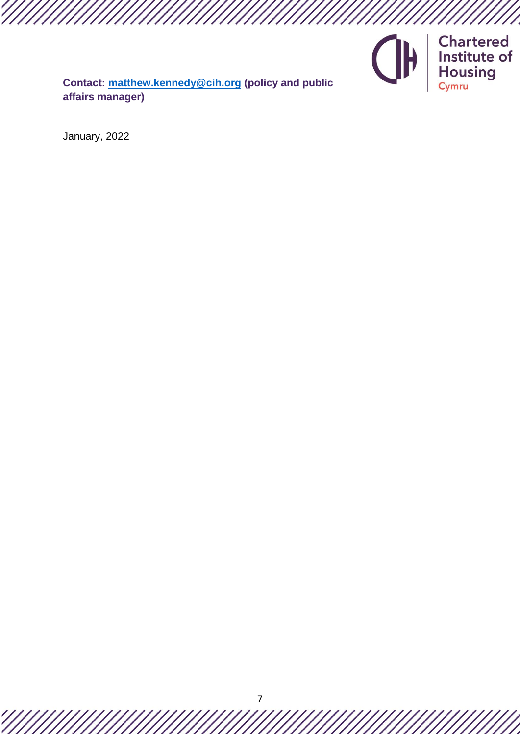**Contact: [matthew.kennedy@cih.org](mailto:matthew.kennedy@cih.org) (policy and public affairs manager)**

January, 2022